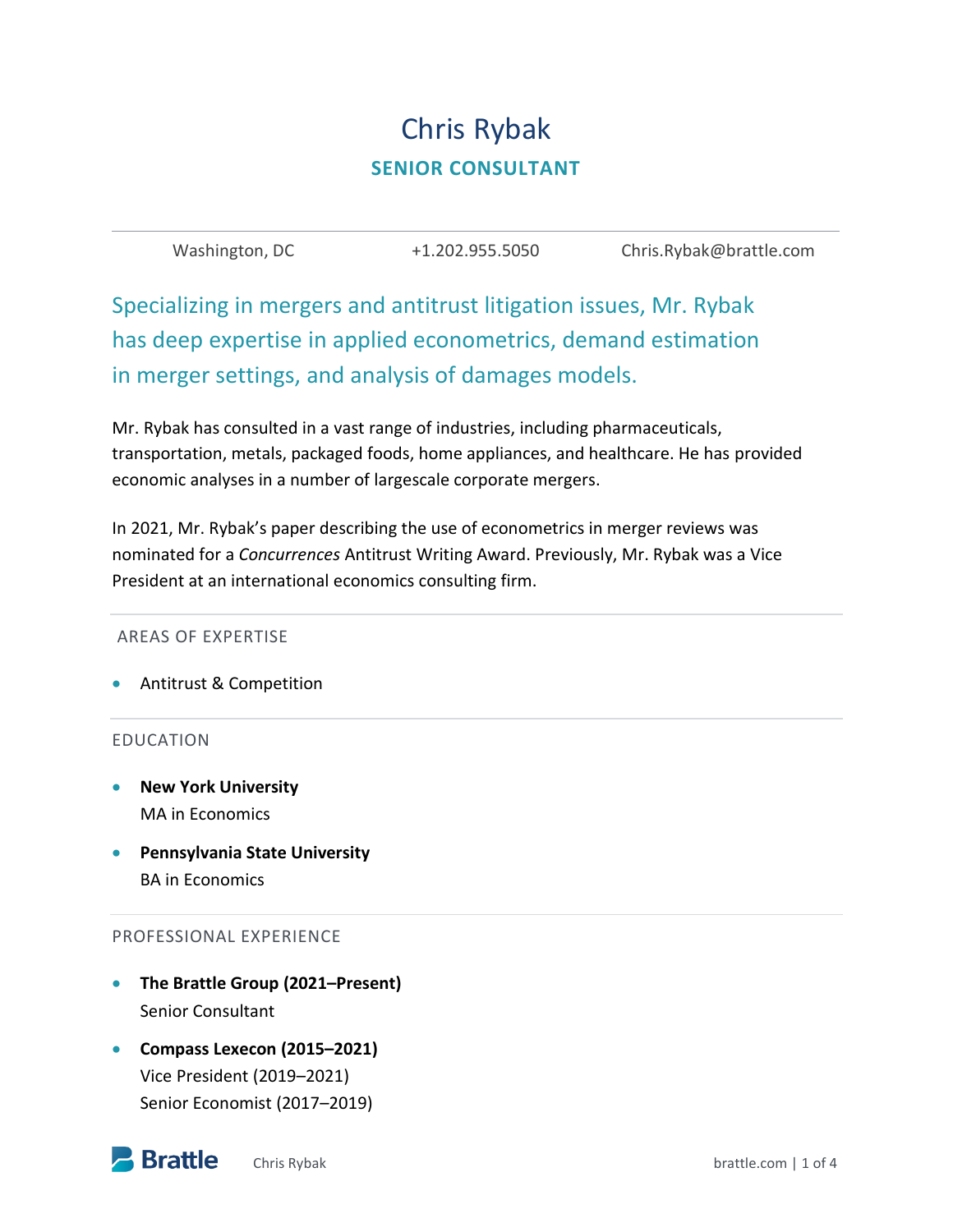# Chris Rybak

## SENIOR CONSULTANT

Washington, DC | +1.202.955.5050 | Chris.Rybak@brattle.com

Specializing in mergers and antitrust litigation issues, Mr. Rybak has deep expertise in applied econometrics, demand estimation in merger settings, and analysis of damages models.

Mr. Rybak has consulted in a vast range of industries, including pharmaceuticals, transportation, metals, packaged foods, home appliances, and healthcare. He has provided economic analyses in a number of largescale corporate mergers.

In 2021, Mr. Rybak's paper describing the use of econometrics in merger reviews was nominated for a *Concurrences* Antitrust Writing Award. Previously, Mr. Rybak was a Vice President at an international economics consulting firm.

### AREAS OF EXPERTISE

- Antitrust & Competition

### EDUCATION

- **New York University**
  MA in Economics
- **Pennsylvania State University**
  BA in Economics

### PROFESSIONAL EXPERIENCE

- **The Brattle Group (2021–Present)**
  Senior Consultant
- **Compass Lexecon (2015–2021)**
  Vice President (2019–2021)
  Senior Economist (2017–2019)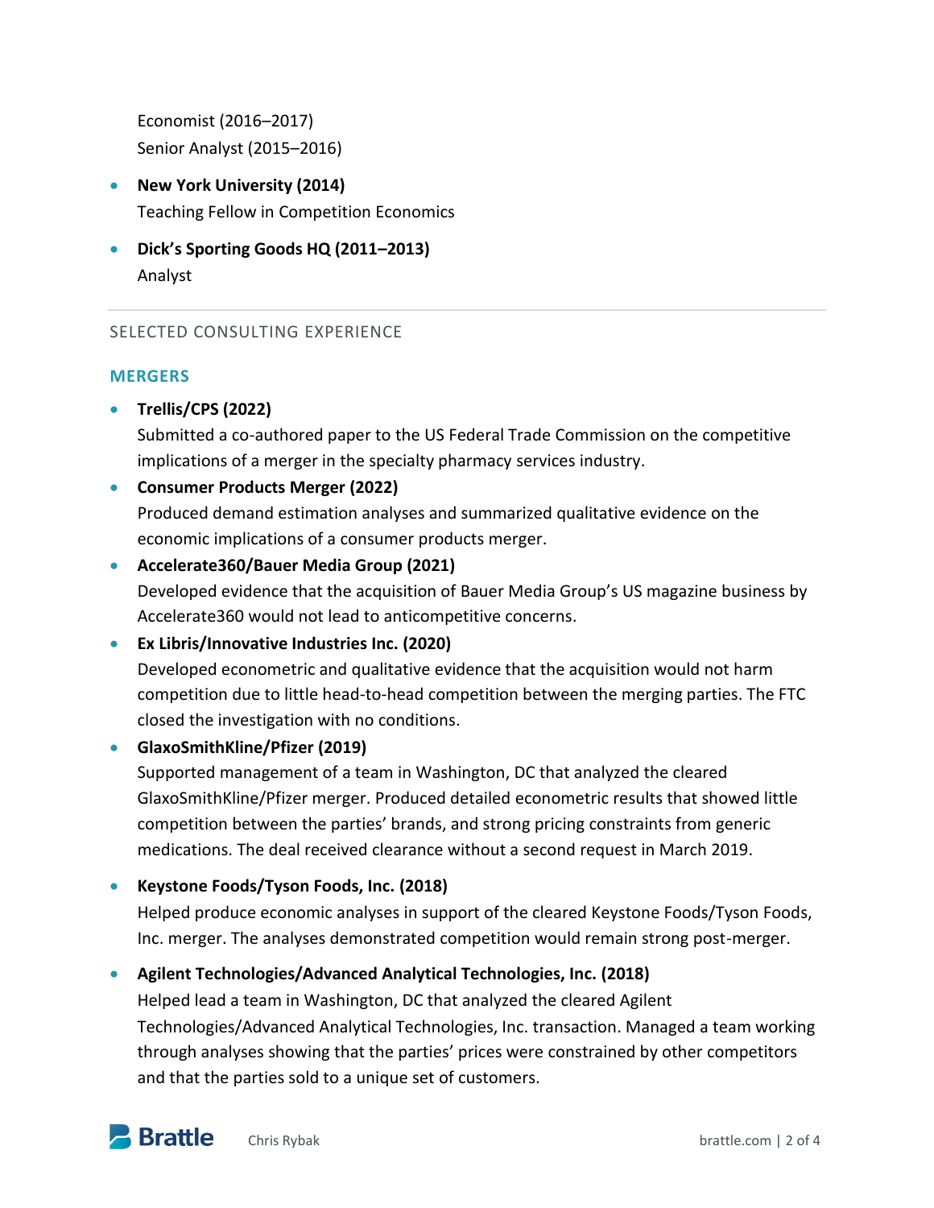Economist (2016–2017)
Senior Analyst (2015–2016)

- **New York University (2014)**
  Teaching Fellow in Competition Economics
- **Dick's Sporting Goods HQ (2011–2013)**
  Analyst

## SELECTED CONSULTING EXPERIENCE

### MERGERS

- **Trellis/CPS (2022)**
  Submitted a co-authored paper to the US Federal Trade Commission on the competitive implications of a merger in the specialty pharmacy services industry.
- **Consumer Products Merger (2022)**
  Produced demand estimation analyses and summarized qualitative evidence on the economic implications of a consumer products merger.
- **Accelerate360/Bauer Media Group (2021)**
  Developed evidence that the acquisition of Bauer Media Group's US magazine business by Accelerate360 would not lead to anticompetitive concerns.
- **Ex Libris/Innovative Industries Inc. (2020)**
  Developed econometric and qualitative evidence that the acquisition would not harm competition due to little head-to-head competition between the merging parties. The FTC closed the investigation with no conditions.
- **GlaxoSmithKline/Pfizer (2019)**
  Supported management of a team in Washington, DC that analyzed the cleared GlaxoSmithKline/Pfizer merger. Produced detailed econometric results that showed little competition between the parties' brands, and strong pricing constraints from generic medications. The deal received clearance without a second request in March 2019.
- **Keystone Foods/Tyson Foods, Inc. (2018)**
  Helped produce economic analyses in support of the cleared Keystone Foods/Tyson Foods, Inc. merger. The analyses demonstrated competition would remain strong post-merger.
- **Agilent Technologies/Advanced Analytical Technologies, Inc. (2018)**
  Helped lead a team in Washington, DC that analyzed the cleared Agilent Technologies/Advanced Analytical Technologies, Inc. transaction. Managed a team working through analyses showing that the parties' prices were constrained by other competitors and that the parties sold to a unique set of customers.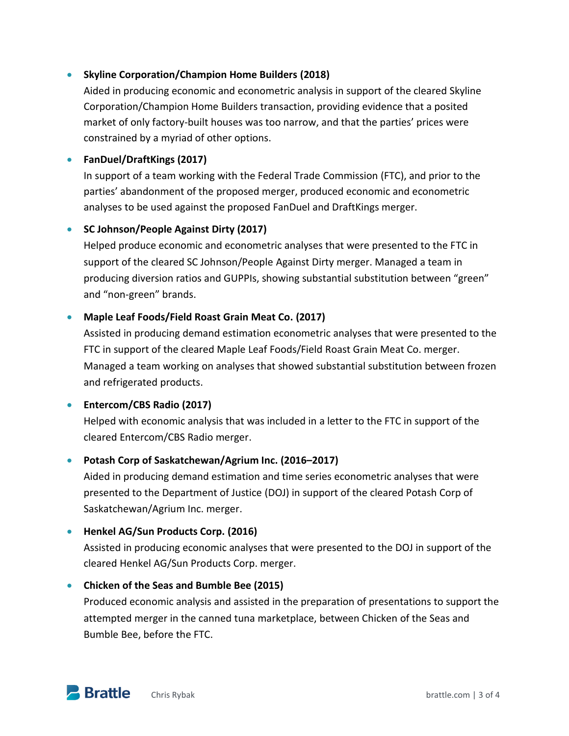- **Skyline Corporation/Champion Home Builders (2018)**

  Aided in producing economic and econometric analysis in support of the cleared Skyline Corporation/Champion Home Builders transaction, providing evidence that a posited market of only factory-built houses was too narrow, and that the parties' prices were constrained by a myriad of other options.

- **FanDuel/DraftKings (2017)**

  In support of a team working with the Federal Trade Commission (FTC), and prior to the parties' abandonment of the proposed merger, produced economic and econometric analyses to be used against the proposed FanDuel and DraftKings merger.

- **SC Johnson/People Against Dirty (2017)**

  Helped produce economic and econometric analyses that were presented to the FTC in support of the cleared SC Johnson/People Against Dirty merger. Managed a team in producing diversion ratios and GUPPIs, showing substantial substitution between "green" and "non-green" brands.

- **Maple Leaf Foods/Field Roast Grain Meat Co. (2017)**

  Assisted in producing demand estimation econometric analyses that were presented to the FTC in support of the cleared Maple Leaf Foods/Field Roast Grain Meat Co. merger. Managed a team working on analyses that showed substantial substitution between frozen and refrigerated products.

- **Entercom/CBS Radio (2017)**

  Helped with economic analysis that was included in a letter to the FTC in support of the cleared Entercom/CBS Radio merger.

- **Potash Corp of Saskatchewan/Agrium Inc. (2016–2017)**

  Aided in producing demand estimation and time series econometric analyses that were presented to the Department of Justice (DOJ) in support of the cleared Potash Corp of Saskatchewan/Agrium Inc. merger.

- **Henkel AG/Sun Products Corp. (2016)**

  Assisted in producing economic analyses that were presented to the DOJ in support of the cleared Henkel AG/Sun Products Corp. merger.

- **Chicken of the Seas and Bumble Bee (2015)**

  Produced economic analysis and assisted in the preparation of presentations to support the attempted merger in the canned tuna marketplace, between Chicken of the Seas and Bumble Bee, before the FTC.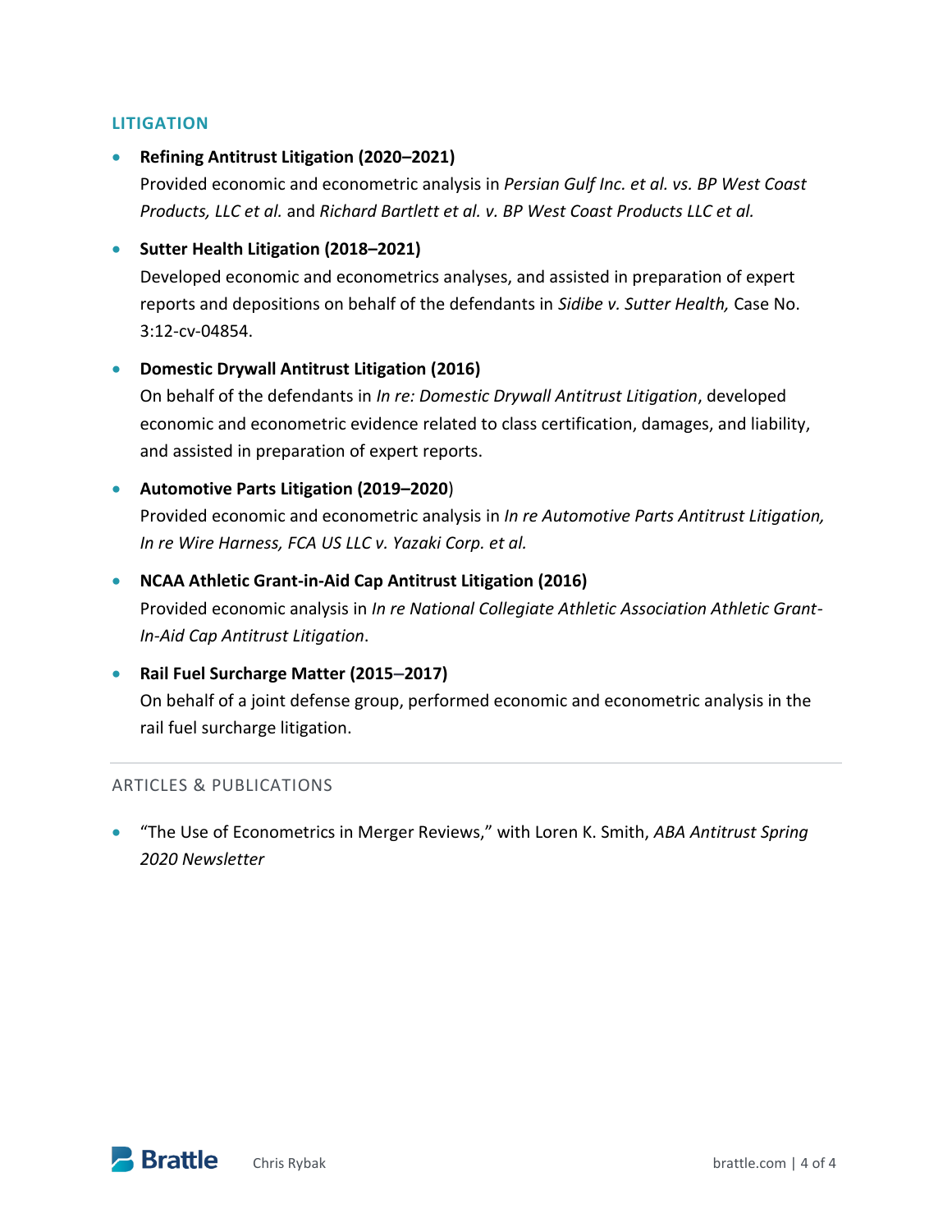## LITIGATION

- **Refining Antitrust Litigation (2020–2021)**
  Provided economic and econometric analysis in *Persian Gulf Inc. et al. vs. BP West Coast Products, LLC et al.* and *Richard Bartlett et al. v. BP West Coast Products LLC et al.*

- **Sutter Health Litigation (2018–2021)**
  Developed economic and econometrics analyses, and assisted in preparation of expert reports and depositions on behalf of the defendants in *Sidibe v. Sutter Health,* Case No. 3:12-cv-04854.

- **Domestic Drywall Antitrust Litigation (2016)**
  On behalf of the defendants in *In re: Domestic Drywall Antitrust Litigation*, developed economic and econometric evidence related to class certification, damages, and liability, and assisted in preparation of expert reports.

- **Automotive Parts Litigation (2019–2020**)
  Provided economic and econometric analysis in *In re Automotive Parts Antitrust Litigation, In re Wire Harness, FCA US LLC v. Yazaki Corp. et al.*

- **NCAA Athletic Grant-in-Aid Cap Antitrust Litigation (2016)**
  Provided economic analysis in *In re National Collegiate Athletic Association Athletic Grant-In-Aid Cap Antitrust Litigation*.

- **Rail Fuel Surcharge Matter (2015–2017)**
  On behalf of a joint defense group, performed economic and econometric analysis in the rail fuel surcharge litigation.

## ARTICLES & PUBLICATIONS

- "The Use of Econometrics in Merger Reviews," with Loren K. Smith, *ABA Antitrust Spring 2020 Newsletter*